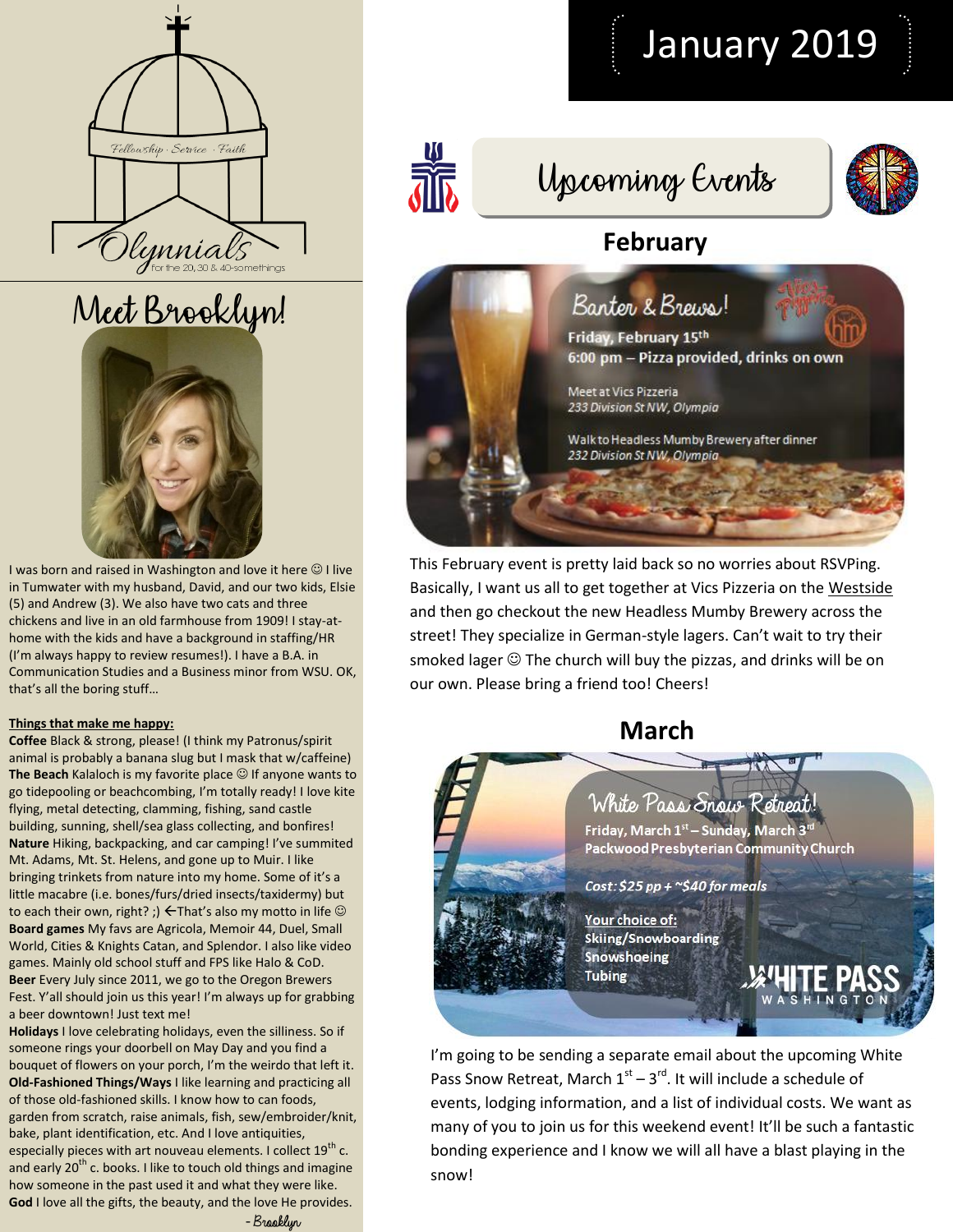Fellowship · Service · Faith

Olynnials
for the 20, 30 & 40-somethings

# January 2019

# Meet Brooklyn!

I was born and raised in Washington and love it here ☺ I live in Tumwater with my husband, David, and our two kids, Elsie (5) and Andrew (3). We also have two cats and three chickens and live in an old farmhouse from 1909! I stay-at-home with the kids and have a background in staffing/HR (I'm always happy to review resumes!). I have a B.A. in Communication Studies and a Business minor from WSU. OK, that's all the boring stuff…

**Things that make me happy:**

**Coffee** Black & strong, please! (I think my Patronus/spirit animal is probably a banana slug but I mask that w/caffeine)
**The Beach** Kalaloch is my favorite place ☺ If anyone wants to go tidepooling or beachcombing, I'm totally ready! I love kite flying, metal detecting, clamming, fishing, sand castle building, sunning, shell/sea glass collecting, and bonfires!
**Nature** Hiking, backpacking, and car camping! I've summited Mt. Adams, Mt. St. Helens, and gone up to Muir. I like bringing trinkets from nature into my home. Some of it's a little macabre (i.e. bones/furs/dried insects/taxidermy) but to each their own, right? ;) ←That's also my motto in life ☺
**Board games** My favs are Agricola, Memoir 44, Duel, Small World, Cities & Knights Catan, and Splendor. I also like video games. Mainly old school stuff and FPS like Halo & CoD.
**Beer** Every July since 2011, we go to the Oregon Brewers Fest. Y'all should join us this year! I'm always up for grabbing a beer downtown! Just text me!
**Holidays** I love celebrating holidays, even the silliness. So if someone rings your doorbell on May Day and you find a bouquet of flowers on your porch, I'm the weirdo that left it.
**Old-Fashioned Things/Ways** I like learning and practicing all of those old-fashioned skills. I know how to can foods, garden from scratch, raise animals, fish, sew/embroider/knit, bake, plant identification, etc. And I love antiquities, especially pieces with art nouveau elements. I collect 19th c. and early 20th c. books. I like to touch old things and imagine how someone in the past used it and what they were like.
**God** I love all the gifts, the beauty, and the love He provides.

- Brooklyn

# Upcoming Events

## February

**Banter & Brews!**

**Friday, February 15th**
**6:00 pm – Pizza provided, drinks on own**

Meet at Vics Pizzeria
*233 Division St NW, Olympia*

Walk to Headless Mumby Brewery after dinner
*232 Division St NW, Olympia*

This February event is pretty laid back so no worries about RSVPing. Basically, I want us all to get together at Vics Pizzeria on the Westside and then go checkout the new Headless Mumby Brewery across the street! They specialize in German-style lagers. Can't wait to try their smoked lager ☺ The church will buy the pizzas, and drinks will be on our own. Please bring a friend too! Cheers!

## March

**White Pass Snow Retreat!**

**Friday, March 1st – Sunday, March 3rd**
**Packwood Presbyterian Community Church**

*Cost: $25 pp + ~$40 for meals*

**Your choice of:**
**Skiing/Snowboarding**
**Snowshoeing**
**Tubing**

WHITE PASS
WASHINGTON

I'm going to be sending a separate email about the upcoming White Pass Snow Retreat, March 1st – 3rd. It will include a schedule of events, lodging information, and a list of individual costs. We want as many of you to join us for this weekend event! It'll be such a fantastic bonding experience and I know we will all have a blast playing in the snow!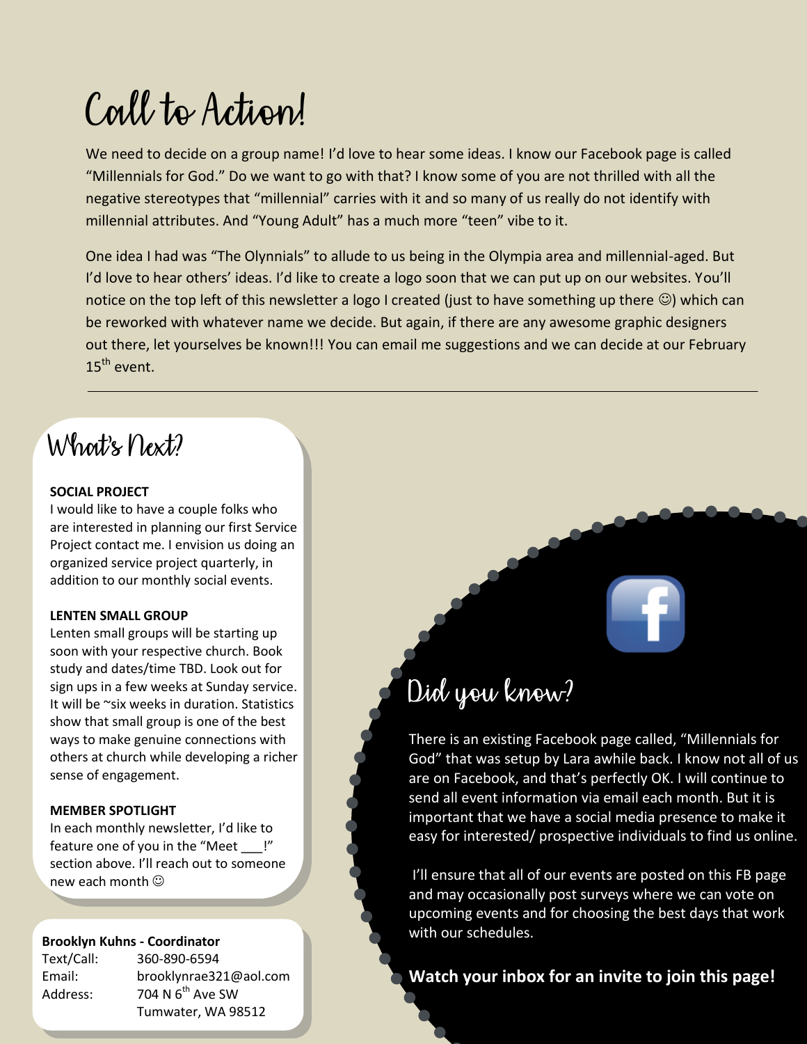# Call to Action!

We need to decide on a group name! I'd love to hear some ideas. I know our Facebook page is called "Millennials for God." Do we want to go with that? I know some of you are not thrilled with all the negative stereotypes that "millennial" carries with it and so many of us really do not identify with millennial attributes. And "Young Adult" has a much more "teen" vibe to it.

One idea I had was "The Olynnials" to allude to us being in the Olympia area and millennial-aged. But I'd love to hear others' ideas. I'd like to create a logo soon that we can put up on our websites. You'll notice on the top left of this newsletter a logo I created (just to have something up there ☺) which can be reworked with whatever name we decide. But again, if there are any awesome graphic designers out there, let yourselves be known!!! You can email me suggestions and we can decide at our February 15th event.

---

## What's Next?

**SOCIAL PROJECT**
I would like to have a couple folks who are interested in planning our first Service Project contact me. I envision us doing an organized service project quarterly, in addition to our monthly social events.

**LENTEN SMALL GROUP**
Lenten small groups will be starting up soon with your respective church. Book study and dates/time TBD. Look out for sign ups in a few weeks at Sunday service. It will be ~six weeks in duration. Statistics show that small group is one of the best ways to make genuine connections with others at church while developing a richer sense of engagement.

**MEMBER SPOTLIGHT**
In each monthly newsletter, I'd like to feature one of you in the "Meet ___!" section above. I'll reach out to someone new each month ☺

**Brooklyn Kuhns - Coordinator**

| | |
|---|---|
| Text/Call: | 360-890-6594 |
| Email: | brooklynrae321@aol.com |
| Address: | 704 N 6th Ave SW<br>Tumwater, WA 98512 |

## Did you know?

There is an existing Facebook page called, "Millennials for God" that was setup by Lara awhile back. I know not all of us are on Facebook, and that's perfectly OK. I will continue to send all event information via email each month. But it is important that we have a social media presence to make it easy for interested/ prospective individuals to find us online.

I'll ensure that all of our events are posted on this FB page and may occasionally post surveys where we can vote on upcoming events and for choosing the best days that work with our schedules.

**Watch your inbox for an invite to join this page!**